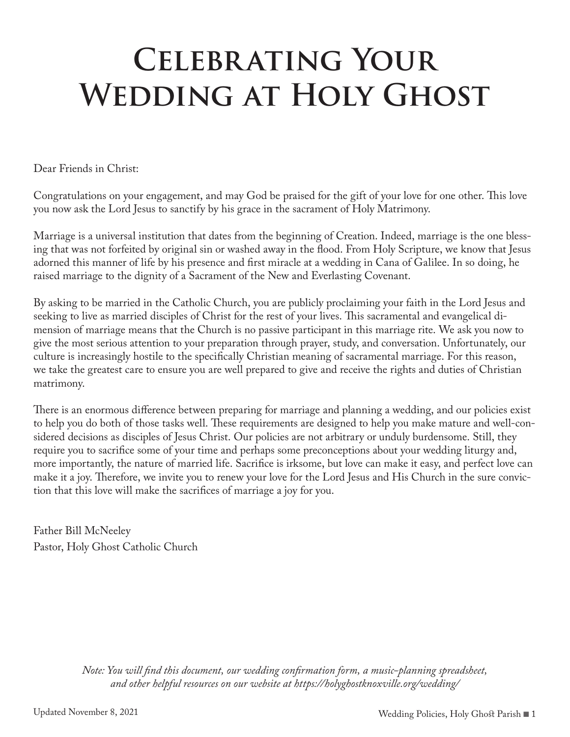# Celebrating Your Wedding at Holy Ghost

Dear Friends in Christ:

Congratulations on your engagement, and may God be praised for the gift of your love for one other. This love you now ask the Lord Jesus to sanctify by his grace in the sacrament of Holy Matrimony.

Marriage is a universal institution that dates from the beginning of Creation. Indeed, marriage is the one blessing that was not forfeited by original sin or washed away in the flood. From Holy Scripture, we know that Jesus adorned this manner of life by his presence and first miracle at a wedding in Cana of Galilee. In so doing, he raised marriage to the dignity of a Sacrament of the New and Everlasting Covenant.

By asking to be married in the Catholic Church, you are publicly proclaiming your faith in the Lord Jesus and seeking to live as married disciples of Christ for the rest of your lives. This sacramental and evangelical dimension of marriage means that the Church is no passive participant in this marriage rite. We ask you now to give the most serious attention to your preparation through prayer, study, and conversation. Unfortunately, our culture is increasingly hostile to the specifically Christian meaning of sacramental marriage. For this reason, we take the greatest care to ensure you are well prepared to give and receive the rights and duties of Christian matrimony.

There is an enormous difference between preparing for marriage and planning a wedding, and our policies exist to help you do both of those tasks well. These requirements are designed to help you make mature and well-considered decisions as disciples of Jesus Christ. Our policies are not arbitrary or unduly burdensome. Still, they require you to sacrifice some of your time and perhaps some preconceptions about your wedding liturgy and, more importantly, the nature of married life. Sacrifice is irksome, but love can make it easy, and perfect love can make it a joy. Therefore, we invite you to renew your love for the Lord Jesus and His Church in the sure conviction that this love will make the sacrifices of marriage a joy for you.

Father Bill McNeeley
Pastor, Holy Ghost Catholic Church

*Note: You will find this document, our wedding confirmation form, a music-planning spreadsheet, and other helpful resources on our website at https://holyghostknoxville.org/wedding/*

Updated November 8, 2021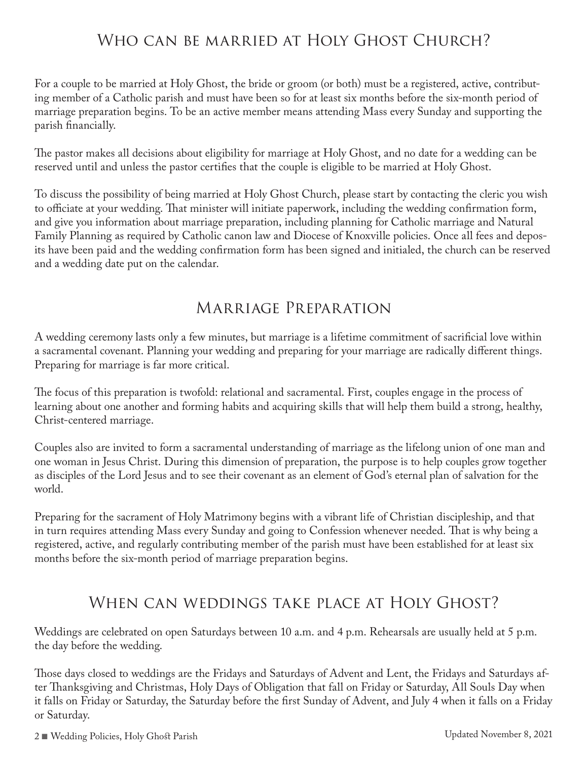## Who can be married at Holy Ghost Church?

For a couple to be married at Holy Ghost, the bride or groom (or both) must be a registered, active, contributing member of a Catholic parish and must have been so for at least six months before the six-month period of marriage preparation begins. To be an active member means attending Mass every Sunday and supporting the parish financially.

The pastor makes all decisions about eligibility for marriage at Holy Ghost, and no date for a wedding can be reserved until and unless the pastor certifies that the couple is eligible to be married at Holy Ghost.

To discuss the possibility of being married at Holy Ghost Church, please start by contacting the cleric you wish to officiate at your wedding. That minister will initiate paperwork, including the wedding confirmation form, and give you information about marriage preparation, including planning for Catholic marriage and Natural Family Planning as required by Catholic canon law and Diocese of Knoxville policies. Once all fees and deposits have been paid and the wedding confirmation form has been signed and initialed, the church can be reserved and a wedding date put on the calendar.

## Marriage Preparation

A wedding ceremony lasts only a few minutes, but marriage is a lifetime commitment of sacrificial love within a sacramental covenant. Planning your wedding and preparing for your marriage are radically different things. Preparing for marriage is far more critical.

The focus of this preparation is twofold: relational and sacramental. First, couples engage in the process of learning about one another and forming habits and acquiring skills that will help them build a strong, healthy, Christ-centered marriage.

Couples also are invited to form a sacramental understanding of marriage as the lifelong union of one man and one woman in Jesus Christ. During this dimension of preparation, the purpose is to help couples grow together as disciples of the Lord Jesus and to see their covenant as an element of God's eternal plan of salvation for the world.

Preparing for the sacrament of Holy Matrimony begins with a vibrant life of Christian discipleship, and that in turn requires attending Mass every Sunday and going to Confession whenever needed. That is why being a registered, active, and regularly contributing member of the parish must have been established for at least six months before the six-month period of marriage preparation begins.

## When can weddings take place at Holy Ghost?

Weddings are celebrated on open Saturdays between 10 a.m. and 4 p.m. Rehearsals are usually held at 5 p.m. the day before the wedding.

Those days closed to weddings are the Fridays and Saturdays of Advent and Lent, the Fridays and Saturdays after Thanksgiving and Christmas, Holy Days of Obligation that fall on Friday or Saturday, All Souls Day when it falls on Friday or Saturday, the Saturday before the first Sunday of Advent, and July 4 when it falls on a Friday or Saturday.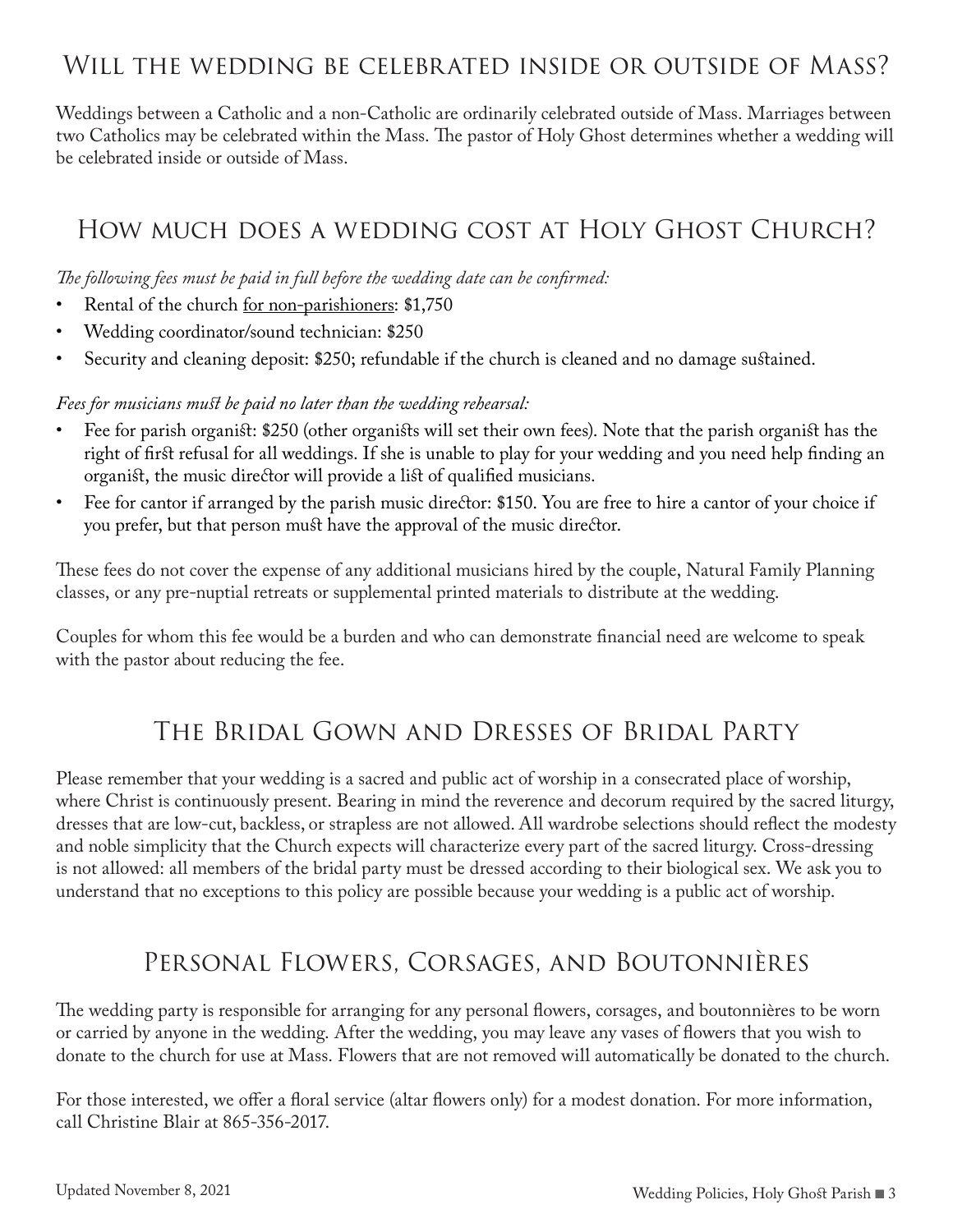## Will the wedding be celebrated inside or outside of Mass?

Weddings between a Catholic and a non-Catholic are ordinarily celebrated outside of Mass. Marriages between two Catholics may be celebrated within the Mass. The pastor of Holy Ghost determines whether a wedding will be celebrated inside or outside of Mass.

## How much does a wedding cost at Holy Ghost Church?

*The following fees must be paid in full before the wedding date can be confirmed:*

- Rental of the church <u>for non-parishioners</u>: $1,750
- Wedding coordinator/sound technician: $250
- Security and cleaning deposit: $250; refundable if the church is cleaned and no damage sustained.

*Fees for musicians must be paid no later than the wedding rehearsal:*

- Fee for parish organist: $250 (other organists will set their own fees). Note that the parish organist has the right of first refusal for all weddings. If she is unable to play for your wedding and you need help finding an organist, the music director will provide a list of qualified musicians.
- Fee for cantor if arranged by the parish music director: $150. You are free to hire a cantor of your choice if you prefer, but that person must have the approval of the music director.

These fees do not cover the expense of any additional musicians hired by the couple, Natural Family Planning classes, or any pre-nuptial retreats or supplemental printed materials to distribute at the wedding.

Couples for whom this fee would be a burden and who can demonstrate financial need are welcome to speak with the pastor about reducing the fee.

## The Bridal Gown and Dresses of Bridal Party

Please remember that your wedding is a sacred and public act of worship in a consecrated place of worship, where Christ is continuously present. Bearing in mind the reverence and decorum required by the sacred liturgy, dresses that are low-cut, backless, or strapless are not allowed. All wardrobe selections should reflect the modesty and noble simplicity that the Church expects will characterize every part of the sacred liturgy. Cross-dressing is not allowed: all members of the bridal party must be dressed according to their biological sex. We ask you to understand that no exceptions to this policy are possible because your wedding is a public act of worship.

## Personal Flowers, Corsages, and Boutonnières

The wedding party is responsible for arranging for any personal flowers, corsages, and boutonnières to be worn or carried by anyone in the wedding. After the wedding, you may leave any vases of flowers that you wish to donate to the church for use at Mass. Flowers that are not removed will automatically be donated to the church.

For those interested, we offer a floral service (altar flowers only) for a modest donation. For more information, call Christine Blair at 865-356-2017.

Updated November 8, 2021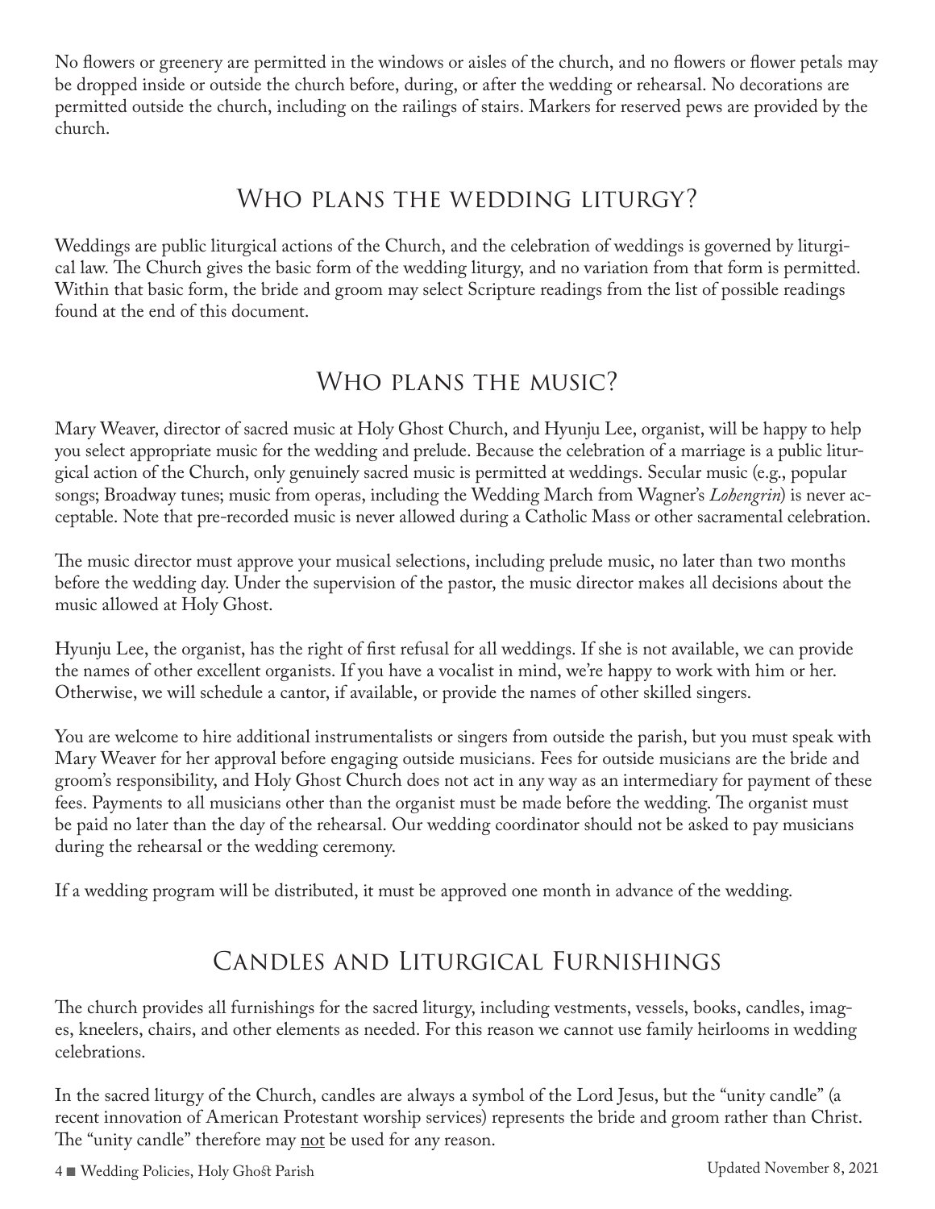No flowers or greenery are permitted in the windows or aisles of the church, and no flowers or flower petals may be dropped inside or outside the church before, during, or after the wedding or rehearsal. No decorations are permitted outside the church, including on the railings of stairs. Markers for reserved pews are provided by the church.

## Who plans the wedding liturgy?

Weddings are public liturgical actions of the Church, and the celebration of weddings is governed by liturgical law. The Church gives the basic form of the wedding liturgy, and no variation from that form is permitted. Within that basic form, the bride and groom may select Scripture readings from the list of possible readings found at the end of this document.

## Who plans the music?

Mary Weaver, director of sacred music at Holy Ghost Church, and Hyunju Lee, organist, will be happy to help you select appropriate music for the wedding and prelude. Because the celebration of a marriage is a public liturgical action of the Church, only genuinely sacred music is permitted at weddings. Secular music (e.g., popular songs; Broadway tunes; music from operas, including the Wedding March from Wagner's *Lohengrin*) is never acceptable. Note that pre-recorded music is never allowed during a Catholic Mass or other sacramental celebration.

The music director must approve your musical selections, including prelude music, no later than two months before the wedding day. Under the supervision of the pastor, the music director makes all decisions about the music allowed at Holy Ghost.

Hyunju Lee, the organist, has the right of first refusal for all weddings. If she is not available, we can provide the names of other excellent organists. If you have a vocalist in mind, we're happy to work with him or her. Otherwise, we will schedule a cantor, if available, or provide the names of other skilled singers.

You are welcome to hire additional instrumentalists or singers from outside the parish, but you must speak with Mary Weaver for her approval before engaging outside musicians. Fees for outside musicians are the bride and groom's responsibility, and Holy Ghost Church does not act in any way as an intermediary for payment of these fees. Payments to all musicians other than the organist must be made before the wedding. The organist must be paid no later than the day of the rehearsal. Our wedding coordinator should not be asked to pay musicians during the rehearsal or the wedding ceremony.

If a wedding program will be distributed, it must be approved one month in advance of the wedding.

## Candles and Liturgical Furnishings

The church provides all furnishings for the sacred liturgy, including vestments, vessels, books, candles, images, kneelers, chairs, and other elements as needed. For this reason we cannot use family heirlooms in wedding celebrations.

In the sacred liturgy of the Church, candles are always a symbol of the Lord Jesus, but the "unity candle" (a recent innovation of American Protestant worship services) represents the bride and groom rather than Christ. The "unity candle" therefore may <u>not</u> be used for any reason.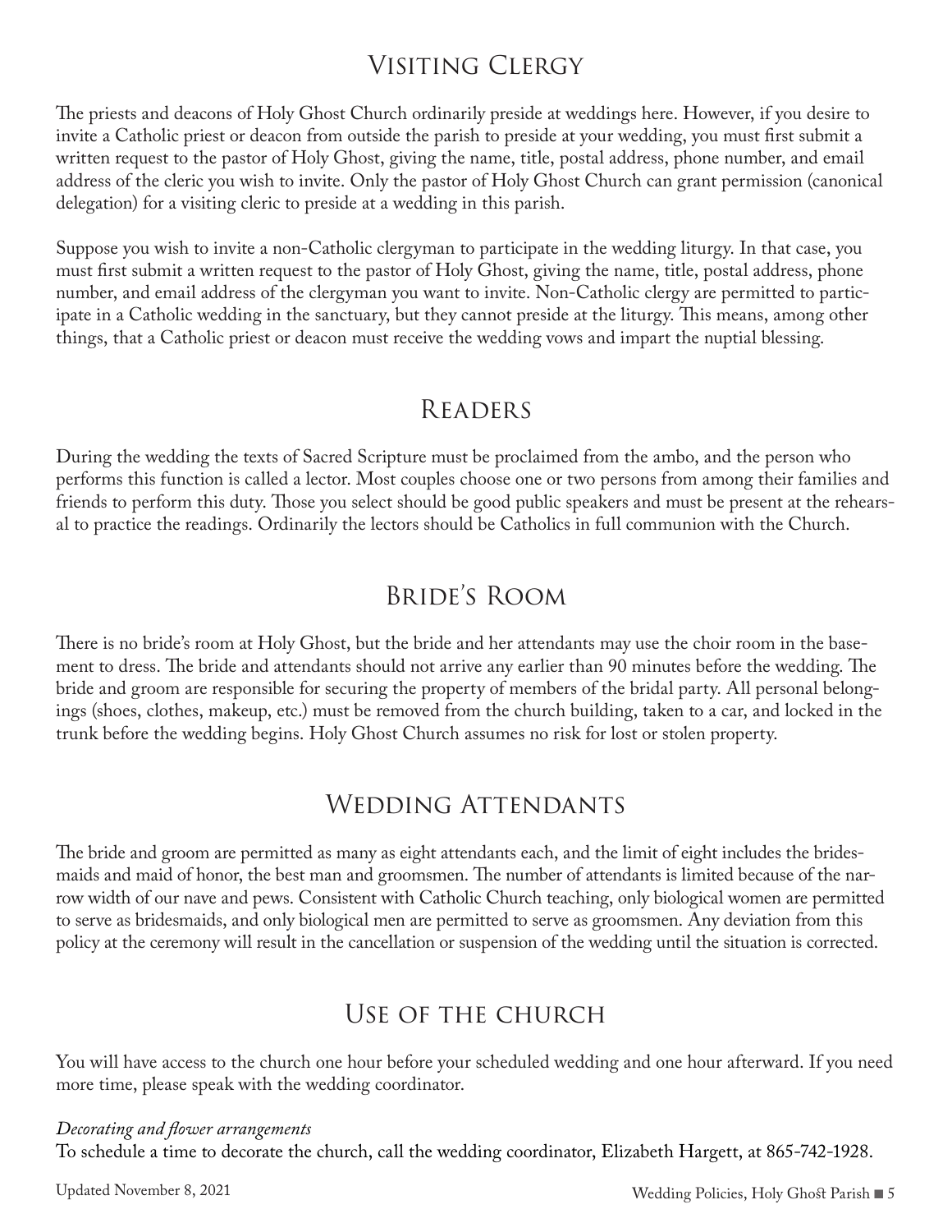## Visiting Clergy

The priests and deacons of Holy Ghost Church ordinarily preside at weddings here. However, if you desire to invite a Catholic priest or deacon from outside the parish to preside at your wedding, you must first submit a written request to the pastor of Holy Ghost, giving the name, title, postal address, phone number, and email address of the cleric you wish to invite. Only the pastor of Holy Ghost Church can grant permission (canonical delegation) for a visiting cleric to preside at a wedding in this parish.

Suppose you wish to invite a non-Catholic clergyman to participate in the wedding liturgy. In that case, you must first submit a written request to the pastor of Holy Ghost, giving the name, title, postal address, phone number, and email address of the clergyman you want to invite. Non-Catholic clergy are permitted to participate in a Catholic wedding in the sanctuary, but they cannot preside at the liturgy. This means, among other things, that a Catholic priest or deacon must receive the wedding vows and impart the nuptial blessing.

## Readers

During the wedding the texts of Sacred Scripture must be proclaimed from the ambo, and the person who performs this function is called a lector. Most couples choose one or two persons from among their families and friends to perform this duty. Those you select should be good public speakers and must be present at the rehearsal to practice the readings. Ordinarily the lectors should be Catholics in full communion with the Church.

## Bride's Room

There is no bride's room at Holy Ghost, but the bride and her attendants may use the choir room in the basement to dress. The bride and attendants should not arrive any earlier than 90 minutes before the wedding. The bride and groom are responsible for securing the property of members of the bridal party. All personal belongings (shoes, clothes, makeup, etc.) must be removed from the church building, taken to a car, and locked in the trunk before the wedding begins. Holy Ghost Church assumes no risk for lost or stolen property.

## Wedding Attendants

The bride and groom are permitted as many as eight attendants each, and the limit of eight includes the bridesmaids and maid of honor, the best man and groomsmen. The number of attendants is limited because of the narrow width of our nave and pews. Consistent with Catholic Church teaching, only biological women are permitted to serve as bridesmaids, and only biological men are permitted to serve as groomsmen. Any deviation from this policy at the ceremony will result in the cancellation or suspension of the wedding until the situation is corrected.

## Use of the church

You will have access to the church one hour before your scheduled wedding and one hour afterward. If you need more time, please speak with the wedding coordinator.

*Decorating and flower arrangements*

To schedule a time to decorate the church, call the wedding coordinator, Elizabeth Hargett, at 865-742-1928.

Updated November 8, 2021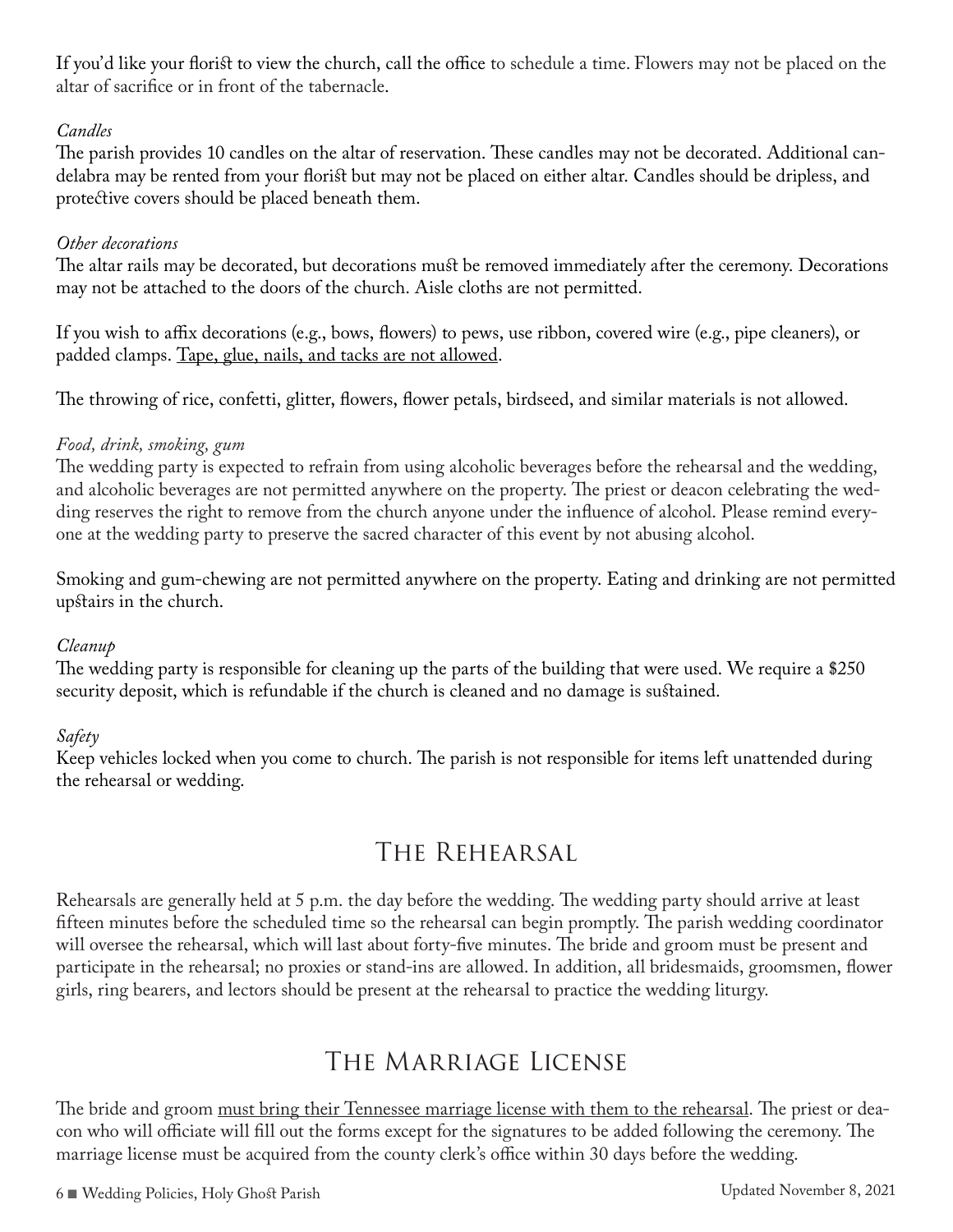If you'd like your florist to view the church, call the office to schedule a time. Flowers may not be placed on the altar of sacrifice or in front of the tabernacle.

*Candles*

The parish provides 10 candles on the altar of reservation. These candles may not be decorated. Additional candelabra may be rented from your florist but may not be placed on either altar. Candles should be dripless, and protective covers should be placed beneath them.

*Other decorations*

The altar rails may be decorated, but decorations must be removed immediately after the ceremony. Decorations may not be attached to the doors of the church. Aisle cloths are not permitted.

If you wish to affix decorations (e.g., bows, flowers) to pews, use ribbon, covered wire (e.g., pipe cleaners), or padded clamps. <u>Tape, glue, nails, and tacks are not allowed</u>.

The throwing of rice, confetti, glitter, flowers, flower petals, birdseed, and similar materials is not allowed.

*Food, drink, smoking, gum*

The wedding party is expected to refrain from using alcoholic beverages before the rehearsal and the wedding, and alcoholic beverages are not permitted anywhere on the property. The priest or deacon celebrating the wedding reserves the right to remove from the church anyone under the influence of alcohol. Please remind everyone at the wedding party to preserve the sacred character of this event by not abusing alcohol.

Smoking and gum-chewing are not permitted anywhere on the property. Eating and drinking are not permitted upstairs in the church.

*Cleanup*

The wedding party is responsible for cleaning up the parts of the building that were used. We require a $250 security deposit, which is refundable if the church is cleaned and no damage is sustained.

*Safety*

Keep vehicles locked when you come to church. The parish is not responsible for items left unattended during the rehearsal or wedding.

## The Rehearsal

Rehearsals are generally held at 5 p.m. the day before the wedding. The wedding party should arrive at least fifteen minutes before the scheduled time so the rehearsal can begin promptly. The parish wedding coordinator will oversee the rehearsal, which will last about forty-five minutes. The bride and groom must be present and participate in the rehearsal; no proxies or stand-ins are allowed. In addition, all bridesmaids, groomsmen, flower girls, ring bearers, and lectors should be present at the rehearsal to practice the wedding liturgy.

## The Marriage License

The bride and groom <u>must bring their Tennessee marriage license with them to the rehearsal</u>. The priest or deacon who will officiate will fill out the forms except for the signatures to be added following the ceremony. The marriage license must be acquired from the county clerk's office within 30 days before the wedding.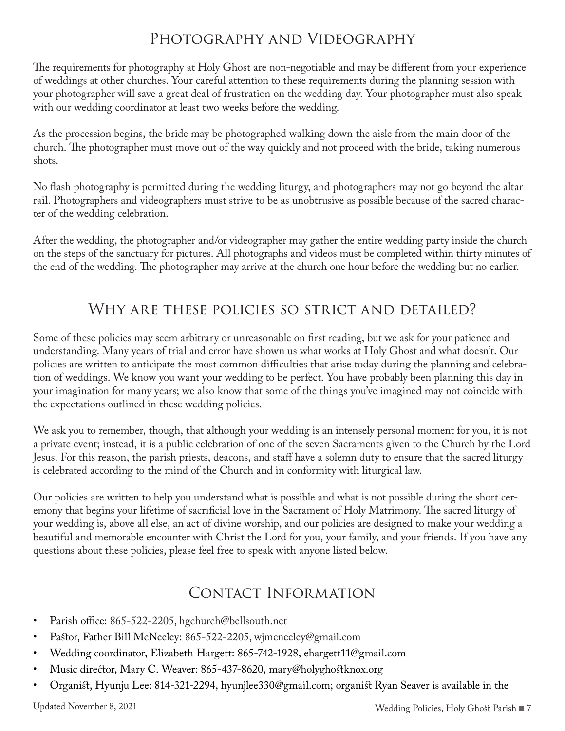## Photography and Videography

The requirements for photography at Holy Ghost are non-negotiable and may be different from your experience of weddings at other churches. Your careful attention to these requirements during the planning session with your photographer will save a great deal of frustration on the wedding day. Your photographer must also speak with our wedding coordinator at least two weeks before the wedding.

As the procession begins, the bride may be photographed walking down the aisle from the main door of the church. The photographer must move out of the way quickly and not proceed with the bride, taking numerous shots.

No flash photography is permitted during the wedding liturgy, and photographers may not go beyond the altar rail. Photographers and videographers must strive to be as unobtrusive as possible because of the sacred character of the wedding celebration.

After the wedding, the photographer and/or videographer may gather the entire wedding party inside the church on the steps of the sanctuary for pictures. All photographs and videos must be completed within thirty minutes of the end of the wedding. The photographer may arrive at the church one hour before the wedding but no earlier.

## Why are these policies so strict and detailed?

Some of these policies may seem arbitrary or unreasonable on first reading, but we ask for your patience and understanding. Many years of trial and error have shown us what works at Holy Ghost and what doesn't. Our policies are written to anticipate the most common difficulties that arise today during the planning and celebration of weddings. We know you want your wedding to be perfect. You have probably been planning this day in your imagination for many years; we also know that some of the things you've imagined may not coincide with the expectations outlined in these wedding policies.

We ask you to remember, though, that although your wedding is an intensely personal moment for you, it is not a private event; instead, it is a public celebration of one of the seven Sacraments given to the Church by the Lord Jesus. For this reason, the parish priests, deacons, and staff have a solemn duty to ensure that the sacred liturgy is celebrated according to the mind of the Church and in conformity with liturgical law.

Our policies are written to help you understand what is possible and what is not possible during the short ceremony that begins your lifetime of sacrificial love in the Sacrament of Holy Matrimony. The sacred liturgy of your wedding is, above all else, an act of divine worship, and our policies are designed to make your wedding a beautiful and memorable encounter with Christ the Lord for you, your family, and your friends. If you have any questions about these policies, please feel free to speak with anyone listed below.

## Contact Information

- Parish office: 865-522-2205, hgchurch@bellsouth.net
- Pastor, Father Bill McNeeley: 865-522-2205, wjmcneeley@gmail.com
- Wedding coordinator, Elizabeth Hargett: 865-742-1928, ehargett11@gmail.com
- Music director, Mary C. Weaver: 865-437-8620, mary@holyghostknox.org
- Organist, Hyunju Lee: 814-321-2294, hyunjlee330@gmail.com; organist Ryan Seaver is available in the

Updated November 8, 2021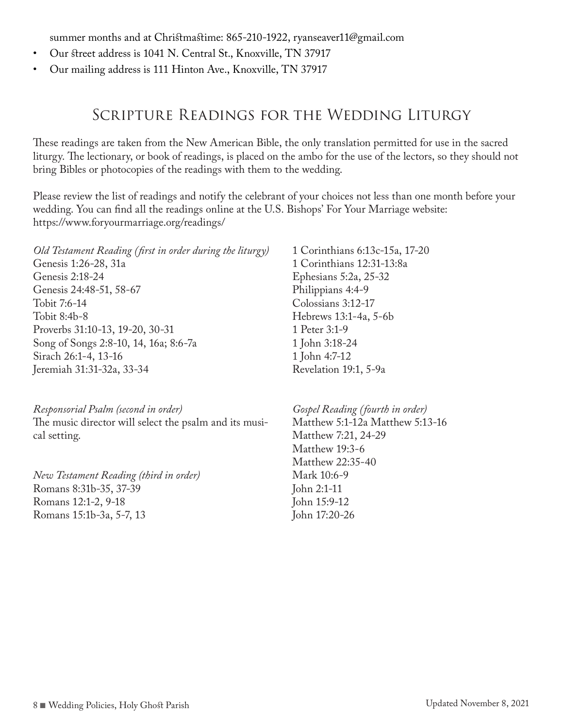summer months and at Christmastime: 865-210-1922, ryanseaver11@gmail.com

- Our street address is 1041 N. Central St., Knoxville, TN 37917
- Our mailing address is 111 Hinton Ave., Knoxville, TN 37917

## Scripture Readings for the Wedding Liturgy

These readings are taken from the New American Bible, the only translation permitted for use in the sacred liturgy. The lectionary, or book of readings, is placed on the ambo for the use of the lectors, so they should not bring Bibles or photocopies of the readings with them to the wedding.

Please review the list of readings and notify the celebrant of your choices not less than one month before your wedding. You can find all the readings online at the U.S. Bishops' For Your Marriage website: https://www.foryourmarriage.org/readings/

*Old Testament Reading (first in order during the liturgy)*

Genesis 1:26-28, 31a
Genesis 2:18-24
Genesis 24:48-51, 58-67
Tobit 7:6-14
Tobit 8:4b-8
Proverbs 31:10-13, 19-20, 30-31
Song of Songs 2:8-10, 14, 16a; 8:6-7a
Sirach 26:1-4, 13-16
Jeremiah 31:31-32a, 33-34

*Responsorial Psalm (second in order)*

The music director will select the psalm and its musical setting.

*New Testament Reading (third in order)*

Romans 8:31b-35, 37-39
Romans 12:1-2, 9-18
Romans 15:1b-3a, 5-7, 13
1 Corinthians 6:13c-15a, 17-20
1 Corinthians 12:31-13:8a
Ephesians 5:2a, 25-32
Philippians 4:4-9
Colossians 3:12-17
Hebrews 13:1-4a, 5-6b
1 Peter 3:1-9
1 John 3:18-24
1 John 4:7-12
Revelation 19:1, 5-9a

*Gospel Reading (fourth in order)*

Matthew 5:1-12a Matthew 5:13-16
Matthew 7:21, 24-29
Matthew 19:3-6
Matthew 22:35-40
Mark 10:6-9
John 2:1-11
John 15:9-12
John 17:20-26

Updated November 8, 2021